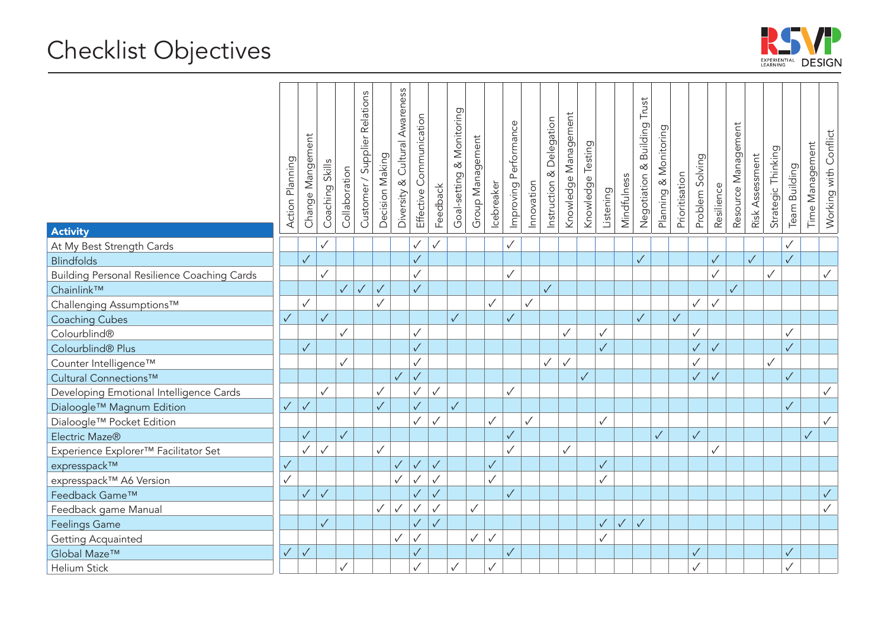# Checklist Objectives

| Activity | Action Planning | Change Mangement | Coaching Skills | Collaboration | Customer / Supplier Relations | Decision Making | Diversity & Cultural Awareness | Effective Communication | Feedback | Goal-setting & Monitoring | Group Management | Icebreaker | Improving Performance | Innovation | Instruction & Delegation | Knowledge Management | Knowledge Testing | Listening | Mindfulness | Negotiation & Building Trust | Planning & Monitoring | Prioritisation | Problem Solving | Resilience | Resource Management | Risk Assessment | Strategic Thinking | Team Building | Time Management | Working with Conflict |
|---|---|---|---|---|---|---|---|---|---|---|---|---|---|---|---|---|---|---|---|---|---|---|---|---|---|---|---|---|---|---|
| At My Best Strength Cards | | | ✓ | | | | | ✓ | ✓ | | | | ✓ | | | | | | | | | | | | | | | ✓ | | |
| Blindfolds | | ✓ | | | | | | ✓ | | | | | | | | | | | | ✓ | | | | ✓ | | ✓ | | ✓ | | |
| Building Personal Resilience Coaching Cards | | | ✓ | | | | | ✓ | | | | | ✓ | | ✓ | | | | | | | | | ✓ | | | ✓ | | | ✓ |
| Chainlink™ | | | | ✓ | ✓ | ✓ | | ✓ | | | | | | | ✓ | | | | | | | | | | ✓ | | | | | |
| Challenging Assumptions™ | | ✓ | | | | ✓ | | | | | | ✓ | | ✓ | | | | | | | | | ✓ | ✓ | | | | | | |
| Coaching Cubes | ✓ | | ✓ | | | | | | | ✓ | | | ✓ | | | | | | | ✓ | | ✓ | | | | | | | | |
| Colourblind® | | | | ✓ | | | | ✓ | | | | | | | | ✓ | | ✓ | | | | | ✓ | | | | | ✓ | | |
| Colourblind® Plus | | ✓ | | | | | | ✓ | | | | | | | | | | ✓ | | | | | ✓ | ✓ | | | | ✓ | | |
| Counter Intelligence™ | | | | ✓ | | | | ✓ | | | | | | | ✓ | ✓ | | | | | | | ✓ | | | | ✓ | | | |
| Cultural Connections™ | | | | | | | ✓ | ✓ | | | | | | | | | ✓ | | | | | | ✓ | ✓ | | | | ✓ | | |
| Developing Emotional Intelligence Cards | | | ✓ | | | ✓ | | ✓ | ✓ | | | | ✓ | | | | | | | | | | | | | | | | | ✓ |
| Dialoogle™ Magnum Edition | ✓ | ✓ | | | | ✓ | | ✓ | | ✓ | | | | | | | | | | | | | | | | | | ✓ | | |
| Dialoogle™ Pocket Edition | | | | | | | | ✓ | ✓ | | | ✓ | | ✓ | | | | ✓ | | | | | | | | | | | | ✓ |
| Electric Maze® | | ✓ | | ✓ | | | | | | | | | ✓ | | | | | | | | ✓ | | ✓ | | | | | | ✓ | |
| Experience Explorer™ Facilitator Set | | ✓ | ✓ | | | ✓ | | | | | | | ✓ | | | ✓ | | | | | | | | ✓ | | | | | | |
| expresspack™ | ✓ | | | | | | ✓ | ✓ | ✓ | | | ✓ | | | | | | ✓ | | | | | | | | | | | | |
| expresspack™ A6 Version | ✓ | | | | | | ✓ | ✓ | ✓ | | | ✓ | | | | | | ✓ | | | | | | | | | | | | |
| Feedback Game™ | | ✓ | ✓ | | | | | ✓ | ✓ | | | | ✓ | | | | | | | | | | | | | | | | | ✓ |
| Feedback game Manual | | | | | | ✓ | ✓ | ✓ | ✓ | | ✓ | | | | | | | | | | | | | | | | | | | ✓ |
| Feelings Game | | | ✓ | | | | | ✓ | ✓ | | | | | | | | | ✓ | ✓ | ✓ | | | | | | | | | | |
| Getting Acquainted | | | | | | | ✓ | ✓ | | | ✓ | ✓ | | | | | | ✓ | | | | | | | | | | | | |
| Global Maze™ | ✓ | ✓ | | | | | | ✓ | | | | | ✓ | | | | | | | | | | ✓ | | | | | ✓ | | |
| Helium Stick | | | | ✓ | | | | ✓ | | ✓ | | ✓ | | | | | | | | | | | ✓ | | | | | ✓ | | |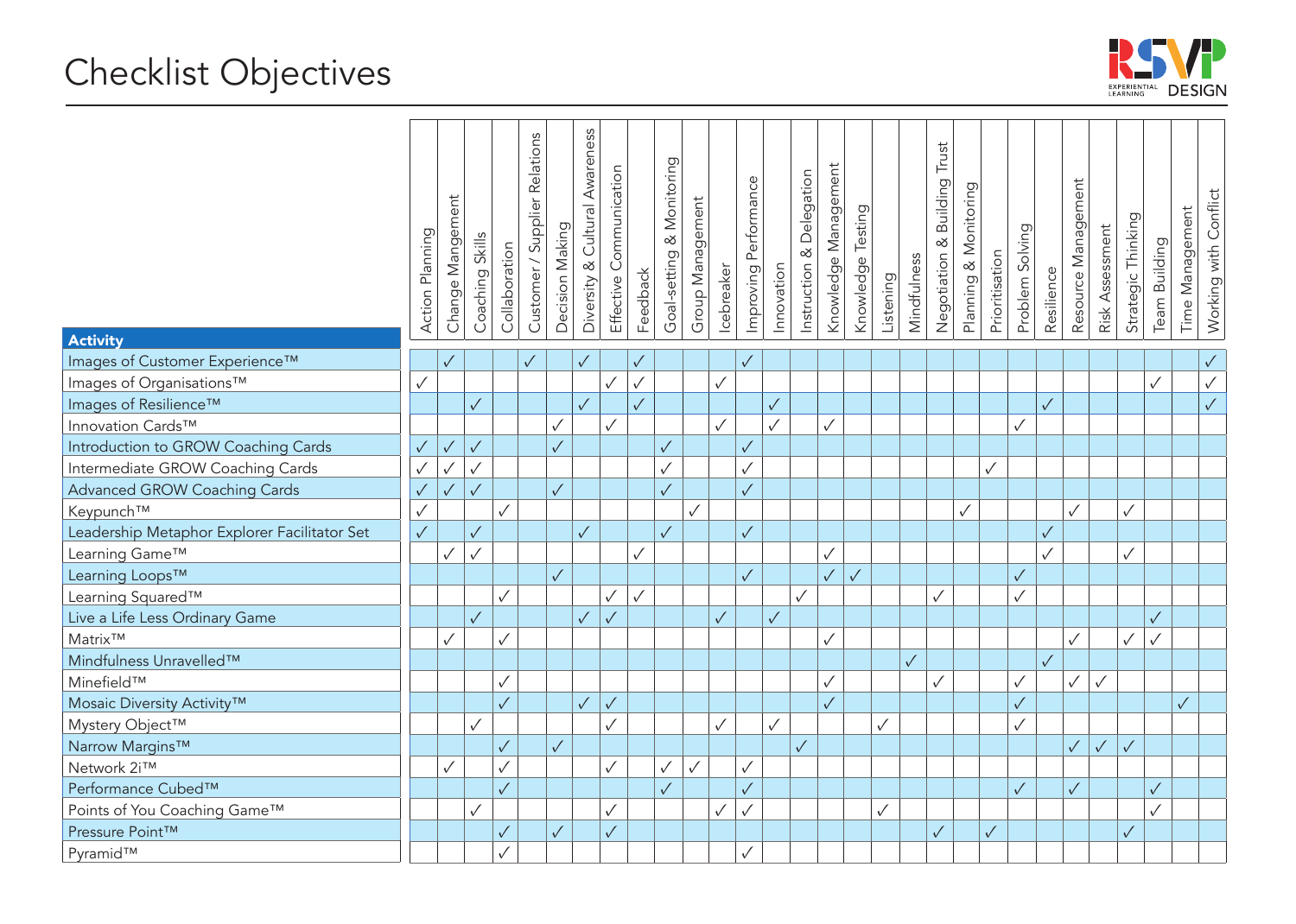# Checklist Objectives

| Activity | Action Planning | Change Mangement | Coaching Skills | Collaboration | Customer / Supplier Relations | Decision Making | Diversity & Cultural Awareness | Effective Communication | Feedback | Goal-setting & Monitoring | Group Management | Icebreaker | Improving Performance | Innovation | Instruction & Delegation | Knowledge Management | Knowledge Testing | Listening | Mindfulness | Negotiation & Building Trust | Planning & Monitoring | Prioritisation | Problem Solving | Resilience | Resource Management | Risk Assessment | Strategic Thinking | Team Building | Time Management | Working with Conflict |
|---|---|---|---|---|---|---|---|---|---|---|---|---|---|---|---|---|---|---|---|---|---|---|---|---|---|---|---|---|---|---|
| Images of Customer Experience™ | | ✓ | | | ✓ | | ✓ | | ✓ | | | | ✓ | | | | | | | | | | | | | | | | | ✓ |
| Images of Organisations™ | ✓ | | | | | | | ✓ | ✓ | | | ✓ | | | | | | | | | | | | | | | | ✓ | | ✓ |
| Images of Resilience™ | | | ✓ | | | | ✓ | | ✓ | | | | | ✓ | | | | | | | | | | ✓ | | | | | | ✓ |
| Innovation Cards™ | | | | | | ✓ | | ✓ | | | | ✓ | | ✓ | | ✓ | | | | | | | ✓ | | | | | | | |
| Introduction to GROW Coaching Cards | ✓ | ✓ | ✓ | | | ✓ | | | | ✓ | | | ✓ | | | | | | | | | | | | | | | | | |
| Intermediate GROW Coaching Cards | ✓ | ✓ | ✓ | | | | | | | ✓ | | | ✓ | | | | | | | | | ✓ | | | | | | | | |
| Advanced GROW Coaching Cards | ✓ | ✓ | ✓ | | | ✓ | | | | ✓ | | | ✓ | | | | | | | | | | | | | | | | | |
| Keypunch™ | ✓ | | | ✓ | | | | | | | ✓ | | | | | | | | | | ✓ | | | | ✓ | | ✓ | | | |
| Leadership Metaphor Explorer Facilitator Set | ✓ | | ✓ | | | | ✓ | | | ✓ | | | ✓ | | | | | | | | | | | ✓ | | | | | | |
| Learning Game™ | | ✓ | ✓ | | | | | | ✓ | | | | | | | ✓ | | | | | | | | ✓ | | | ✓ | | | |
| Learning Loops™ | | | | | | ✓ | | | | | | | ✓ | | | ✓ | ✓ | | | | | | ✓ | | | | | | | |
| Learning Squared™ | | | | ✓ | | | | ✓ | ✓ | | | | | | ✓ | | | | | ✓ | | | ✓ | | | | | | | |
| Live a Life Less Ordinary Game | | | ✓ | | | | ✓ | ✓ | | | | ✓ | | ✓ | | | | | | | | | | | | | | ✓ | | |
| Matrix™ | | ✓ | | ✓ | | | | | | | | | | | | ✓ | | | | | | | | | ✓ | | ✓ | ✓ | | |
| Mindfulness Unravelled™ | | | | | | | | | | | | | | | | | | | ✓ | | | | | ✓ | | | | | | |
| Minefield™ | | | | ✓ | | | | | | | | | | | | ✓ | | | | ✓ | | | ✓ | | ✓ | ✓ | | | | |
| Mosaic Diversity Activity™ | | | | ✓ | | | ✓ | ✓ | | | | | | | | ✓ | | | | | | | ✓ | | | | | | ✓ | |
| Mystery Object™ | | | ✓ | | | | | ✓ | | | | ✓ | | ✓ | | | | ✓ | | | | | ✓ | | | | | | | |
| Narrow Margins™ | | | | ✓ | | ✓ | | | | | | | | | ✓ | | | | | | | | | | ✓ | ✓ | ✓ | | | |
| Network 2i™ | | ✓ | | ✓ | | | | ✓ | | ✓ | ✓ | | ✓ | | | | | | | | | | | | | | | | | |
| Performance Cubed™ | | | | ✓ | | | | | | ✓ | | | ✓ | | | | | | | | | | ✓ | | ✓ | | | ✓ | | |
| Points of You Coaching Game™ | | | ✓ | | | | | ✓ | | | | ✓ | ✓ | | | | | ✓ | | | | | | | | | | ✓ | | |
| Pressure Point™ | | | | ✓ | | ✓ | | ✓ | | | | | | | | | | | | ✓ | | ✓ | | | | | ✓ | | | |
| Pyramid™ | | | | ✓ | | | | | | | | | ✓ | | | | | | | | | | | | | | | | | |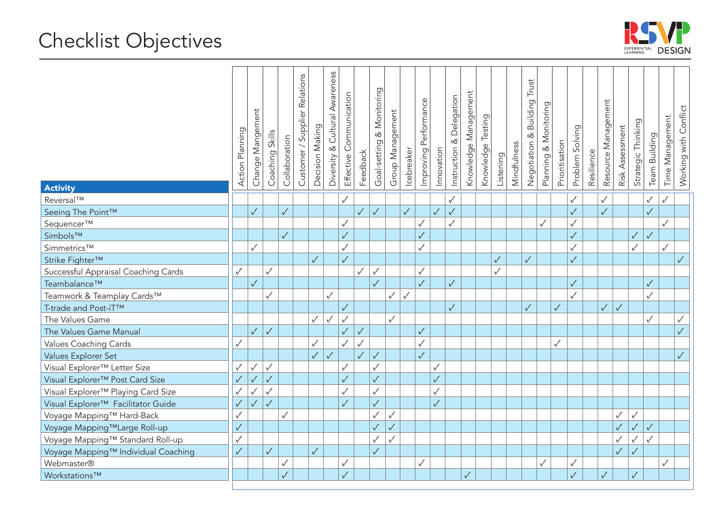# Checklist Objectives

| Activity | Action Planning | Change Mangement | Coaching Skills | Collaboration | Customer / Supplier Relations | Decision Making | Diversity & Cultural Awareness | Effective Communication | Feedback | Goal-setting & Monitoring | Group Management | Icebreaker | Improving Performance | Innovation | Instruction & Delegation | Knowledge Management | Knowledge Testing | Listening | Mindfulness | Negotiation & Building Trust | Planning & Monitoring | Prioritisation | Problem Solving | Resilience | Resource Management | Risk Assessment | Strategic Thinking | Team Building | Time Management | Working with Conflict |
|---|---|---|---|---|---|---|---|---|---|---|---|---|---|---|---|---|---|---|---|---|---|---|---|---|---|---|---|---|---|---|
| Reversal™ | | | | | | | | ✓ | | | | | | | ✓ | | | | | | | | ✓ | | ✓ | | | ✓ | ✓ | |
| Seeing The Point™ | | ✓ | | ✓ | | | | | ✓ | ✓ | | ✓ | | ✓ | ✓ | | | | | | | | ✓ | | ✓ | | | ✓ | | |
| Sequencer™ | | | | | | | | ✓ | | | | | ✓ | | ✓ | | | | | | ✓ | | ✓ | | | | | | ✓ | |
| Simbols™ | | | | ✓ | | | | ✓ | | | | | ✓ | | | | | | | | | | ✓ | | | | ✓ | ✓ | | |
| Simmetrics™ | | ✓ | | | | | | ✓ | | | | | ✓ | | | | | | | | | | ✓ | | | | ✓ | | ✓ | |
| Strike Fighter™ | | | | | | ✓ | | ✓ | | | | | | | | | | ✓ | | ✓ | | | ✓ | | | | | | | ✓ |
| Successful Appraisal Coaching Cards | ✓ | | ✓ | | | | | | ✓ | ✓ | | | ✓ | | | | | ✓ | | | | | | | | | | | | |
| Teambalance™ | | ✓ | | | | | | | | ✓ | | | ✓ | | ✓ | | | | | | | | ✓ | | | | | ✓ | | |
| Teamwork & Teamplay Cards™ | | | ✓ | | | | ✓ | | | | ✓ | ✓ | | | | | | | | | | | ✓ | | | | | ✓ | | |
| T-trade and Post-iT™ | | | | | | | | ✓ | | | | | | | ✓ | | | | | ✓ | | ✓ | | | ✓ | ✓ | | | | |
| The Values Game | | | | | | ✓ | ✓ | ✓ | | | ✓ | | | | | | | | | | | | | | | | | ✓ | | ✓ |
| The Values Game Manual | | ✓ | ✓ | | | | | ✓ | ✓ | | | | ✓ | | | | | | | | | | | | | | | | | ✓ |
| Values Coaching Cards | ✓ | | | | | ✓ | | ✓ | ✓ | | | | ✓ | | | | | | | | | ✓ | | | | | | | | |
| Values Explorer Set | | | | | | ✓ | ✓ | | ✓ | ✓ | | | ✓ | | | | | | | | | | | | | | | | | ✓ |
| Visual Explorer™ Letter Size | ✓ | ✓ | ✓ | | | | | ✓ | | ✓ | | | | ✓ | | | | | | | | | | | | | | | | |
| Visual Explorer™ Post Card Size | ✓ | ✓ | ✓ | | | | | ✓ | | ✓ | | | | ✓ | | | | | | | | | | | | | | | | |
| Visual Explorer™ Playing Card Size | ✓ | ✓ | ✓ | | | | | ✓ | | ✓ | | | | ✓ | | | | | | | | | | | | | | | | |
| Visual Explorer™ Facilitator Guide | ✓ | ✓ | ✓ | | | | | ✓ | | ✓ | | | | ✓ | | | | | | | | | | | | | | | | |
| Voyage Mapping™ Hard-Back | ✓ | | | ✓ | | | | | | ✓ | ✓ | | | | | | | | | | | | | | | ✓ | ✓ | | | |
| Voyage Mapping™Large Roll-up | ✓ | | | | | | | | | ✓ | ✓ | | | | | | | | | | | | | | | ✓ | ✓ | ✓ | | |
| Voyage Mapping™ Standard Roll-up | ✓ | | | | | | | | | ✓ | ✓ | | | | | | | | | | | | | | | ✓ | ✓ | ✓ | | |
| Voyage Mapping™ Individual Coaching | ✓ | | ✓ | | | ✓ | | | | ✓ | | | | | | | | | | | | | | | | ✓ | ✓ | | | |
| Webmaster® | | | | ✓ | | | | ✓ | | | | | ✓ | | | | | | | | ✓ | | ✓ | | | | | | ✓ | |
| Workstations™ | | | | ✓ | | | | ✓ | | | | | | | | ✓ | | | | | | | ✓ | | ✓ | | ✓ | | | |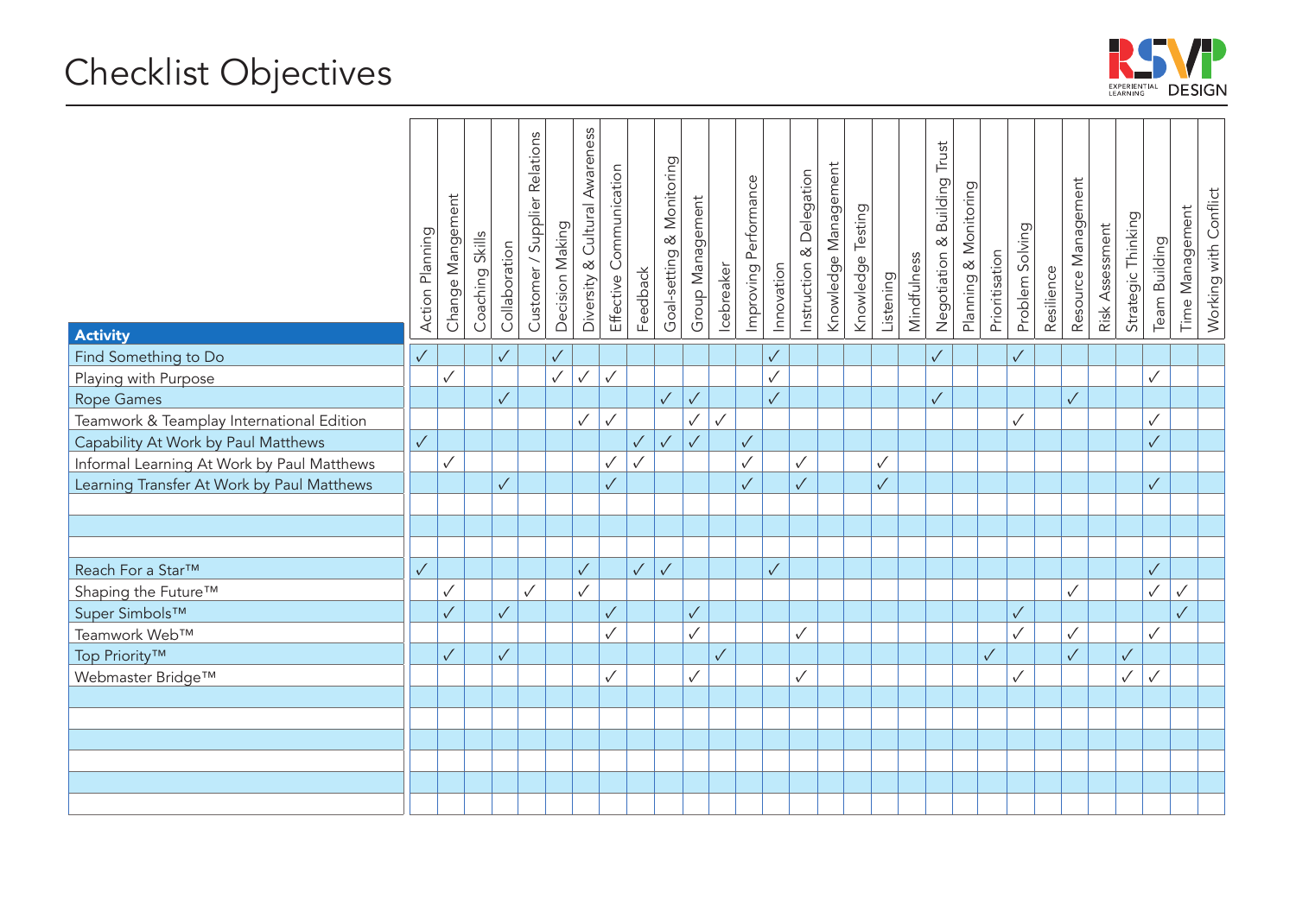# Checklist Objectives

| Activity | Action Planning | Change Mangement | Coaching Skills | Collaboration | Customer / Supplier Relations | Decision Making | Diversity & Cultural Awareness | Effective Communication | Feedback | Goal-setting & Monitoring | Group Management | Icebreaker | Improving Performance | Innovation | Instruction & Delegation | Knowledge Management | Knowledge Testing | Listening | Mindfulness | Negotiation & Building Trust | Planning & Monitoring | Prioritisation | Problem Solving | Resilience | Resource Management | Risk Assessment | Strategic Thinking | Team Building | Time Management | Working with Conflict |
|---|---|---|---|---|---|---|---|---|---|---|---|---|---|---|---|---|---|---|---|---|---|---|---|---|---|---|---|---|---|---|
| Find Something to Do | ✓ | | | ✓ | | ✓ | | | | | | | | ✓ | | | | | | ✓ | | | ✓ | | | | | | | |
| Playing with Purpose | | ✓ | | | | ✓ | ✓ | ✓ | | | | | | ✓ | | | | | | | | | | | | | | ✓ | | |
| Rope Games | | | | ✓ | | | | | | ✓ | ✓ | | | ✓ | | | | | | ✓ | | | | | ✓ | | | | | |
| Teamwork & Teamplay International Edition | | | | | | | ✓ | ✓ | | | ✓ | ✓ | | | | | | | | | | | ✓ | | | | | ✓ | | |
| Capability At Work by Paul Matthews | ✓ | | | | | | | | ✓ | ✓ | ✓ | | ✓ | | | | | | | | | | | | | | | ✓ | | |
| Informal Learning At Work by Paul Matthews | | ✓ | | | | | | ✓ | ✓ | | | | ✓ | | ✓ | | | ✓ | | | | | | | | | | | | |
| Learning Transfer At Work by Paul Matthews | | | | ✓ | | | | ✓ | | | | | ✓ | | ✓ | | | ✓ | | | | | | | | | | ✓ | | |
| | | | | | | | | | | | | | | | | | | | | | | | | | | | | | | |
| | | | | | | | | | | | | | | | | | | | | | | | | | | | | | | |
| | | | | | | | | | | | | | | | | | | | | | | | | | | | | | | |
| Reach For a Star™ | ✓ | | | | | | ✓ | | ✓ | ✓ | | | | ✓ | | | | | | | | | | | | | | ✓ | | |
| Shaping the Future™ | | ✓ | | | ✓ | | ✓ | | | | | | | | | | | | | | | | | | ✓ | | | ✓ | ✓ | |
| Super Simbols™ | | ✓ | | ✓ | | | | ✓ | | | ✓ | | | | | | | | | | | | ✓ | | | | | | ✓ | |
| Teamwork Web™ | | | | | | | | ✓ | | | ✓ | | | | ✓ | | | | | | | | ✓ | | ✓ | | | ✓ | | |
| Top Priority™ | | ✓ | | ✓ | | | | | | | | ✓ | | | | | | | | | | ✓ | | | ✓ | | ✓ | | | |
| Webmaster Bridge™ | | | | | | | | ✓ | | | ✓ | | | | ✓ | | | | | | | | ✓ | | | | ✓ | ✓ | | |
| | | | | | | | | | | | | | | | | | | | | | | | | | | | | | | |
| | | | | | | | | | | | | | | | | | | | | | | | | | | | | | | |
| | | | | | | | | | | | | | | | | | | | | | | | | | | | | | | |
| | | | | | | | | | | | | | | | | | | | | | | | | | | | | | | |
| | | | | | | | | | | | | | | | | | | | | | | | | | | | | | | |
| | | | | | | | | | | | | | | | | | | | | | | | | | | | | | | |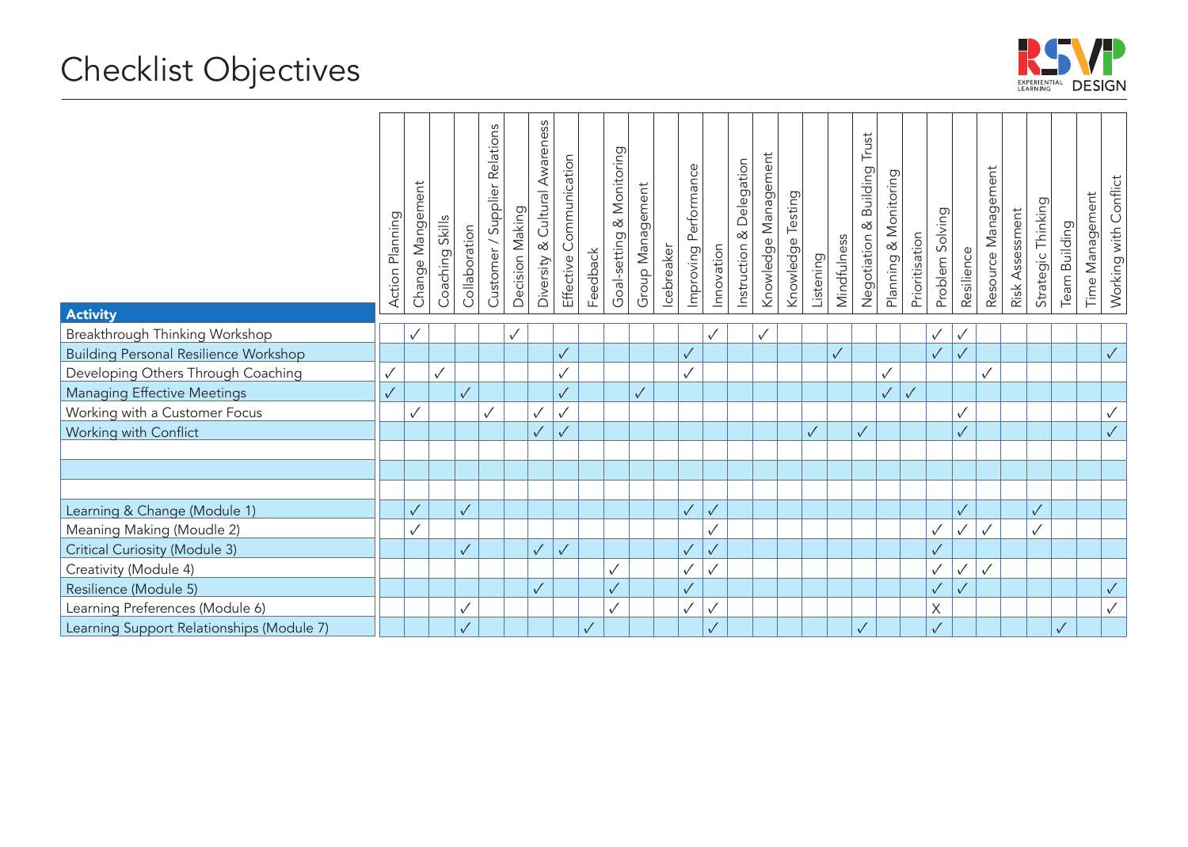# Checklist Objectives

| Activity | Action Planning | Change Mangement | Coaching Skills | Collaboration | Customer / Supplier Relations | Decision Making | Diversity & Cultural Awareness | Effective Communication | Feedback | Goal-setting & Monitoring | Group Management | Icebreaker | Improving Performance | Innovation | Instruction & Delegation | Knowledge Management | Knowledge Testing | Listening | Mindfulness | Negotiation & Building Trust | Planning & Monitoring | Prioritisation | Problem Solving | Resilience | Resource Management | Risk Assessment | Strategic Thinking | Team Building | Time Management | Working with Conflict |
|---|---|---|---|---|---|---|---|---|---|---|---|---|---|---|---|---|---|---|---|---|---|---|---|---|---|---|---|---|---|---|
| Breakthrough Thinking Workshop | | ✓ | | | | ✓ | | | | | | | | ✓ | | ✓ | | | | | | | ✓ | ✓ | | | | | | |
| Building Personal Resilience Workshop | | | | | | | | ✓ | | | | | ✓ | | | | | | ✓ | | | | ✓ | ✓ | | | | | | ✓ |
| Developing Others Through Coaching | ✓ | | ✓ | | | | | ✓ | | | | | ✓ | | | | | | | | ✓ | | | | ✓ | | | | | |
| Managing Effective Meetings | ✓ | | | ✓ | | | | ✓ | | | ✓ | | | | | | | | | | ✓ | ✓ | | | | | | | | |
| Working with a Customer Focus | | ✓ | | | ✓ | | ✓ | ✓ | | | | | | | | | | | | | | | | ✓ | | | | | | ✓ |
| Working with Conflict | | | | | | | ✓ | ✓ | | | | | | | | | | ✓ | | ✓ | | | | ✓ | | | | | | ✓ |
| | | | | | | | | | | | | | | | | | | | | | | | | | | | | | | |
| | | | | | | | | | | | | | | | | | | | | | | | | | | | | | | |
| | | | | | | | | | | | | | | | | | | | | | | | | | | | | | | |
| Learning & Change (Module 1) | | ✓ | | ✓ | | | | | | | | | ✓ | ✓ | | | | | | | | | | ✓ | | | ✓ | | | |
| Meaning Making (Moudle 2) | | ✓ | | | | | | | | | | | | ✓ | | | | | | | | | ✓ | ✓ | ✓ | | ✓ | | | |
| Critical Curiosity (Module 3) | | | | ✓ | | | ✓ | ✓ | | | | | ✓ | ✓ | | | | | | | | | ✓ | | | | | | | |
| Creativity (Module 4) | | | | | | | | | | ✓ | | | ✓ | ✓ | | | | | | | | | ✓ | ✓ | ✓ | | | | | |
| Resilience (Module 5) | | | | | | | ✓ | | | ✓ | | | ✓ | | | | | | | | | | ✓ | ✓ | | | | | | ✓ |
| Learning Preferences (Module 6) | | | | ✓ | | | | | | ✓ | | | ✓ | ✓ | | | | | | | | | X | | | | | | | ✓ |
| Learning Support Relationships (Module 7) | | | | ✓ | | | | | ✓ | | | | | ✓ | | | | | | ✓ | | | ✓ | | | | | ✓ | | |